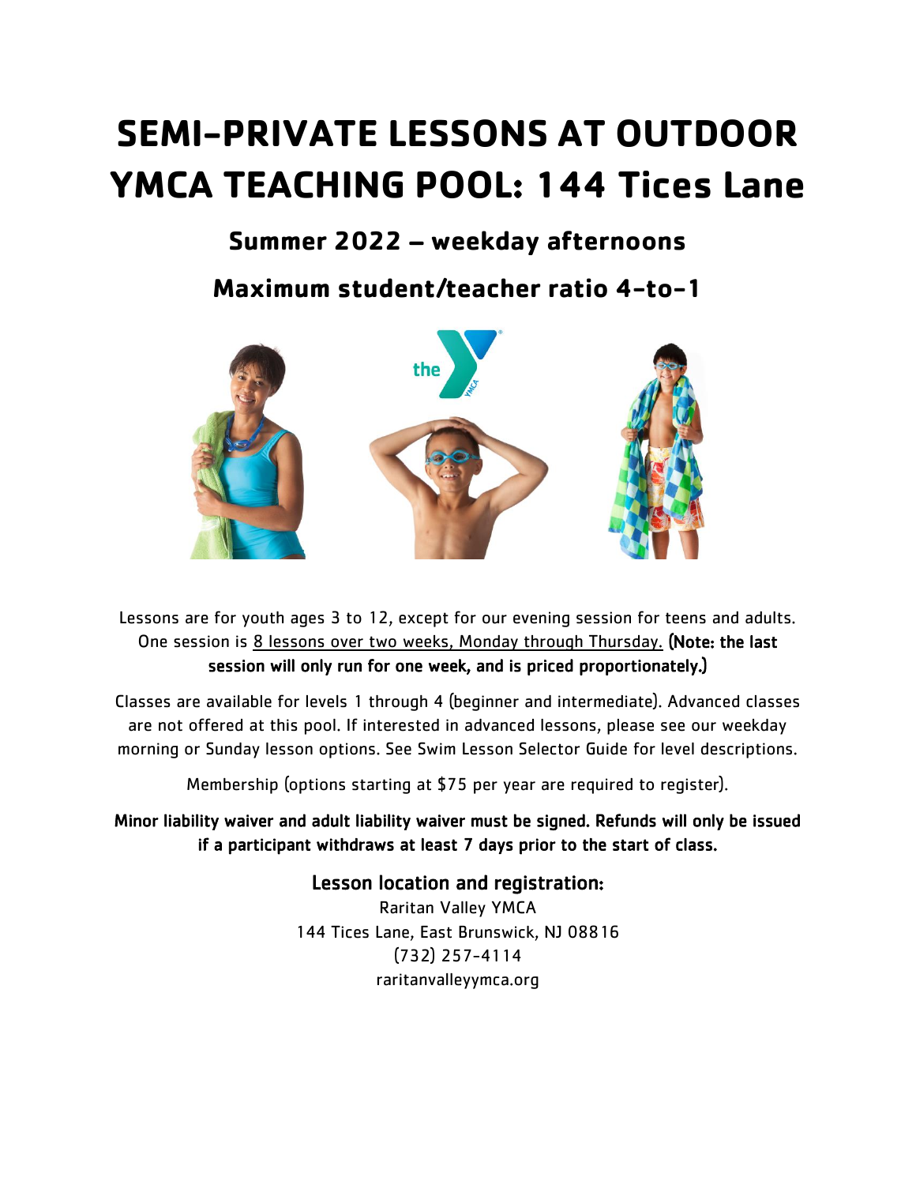# SEMI-PRIVATE LESSONS AT OUTDOOR YMCA TEACHING POOL: 144 Tices Lane

## Summer 2022 – weekday afternoons

## Maximum student/teacher ratio 4-to-1

Lessons are for youth ages 3 to 12, except for our evening session for teens and adults. One session is 8 lessons over two weeks, Monday through Thursday. **(Note: the last session will only run for one week, and is priced proportionately.)**

Classes are available for levels 1 through 4 (beginner and intermediate). Advanced classes are not offered at this pool. If interested in advanced lessons, please see our weekday morning or Sunday lesson options. See Swim Lesson Selector Guide for level descriptions.

Membership (options starting at $75 per year are required to register).

**Minor liability waiver and adult liability waiver must be signed. Refunds will only be issued if a participant withdraws at least 7 days prior to the start of class.**

### Lesson location and registration:

Raritan Valley YMCA
144 Tices Lane, East Brunswick, NJ 08816
(732) 257-4114
raritanvalleyymca.org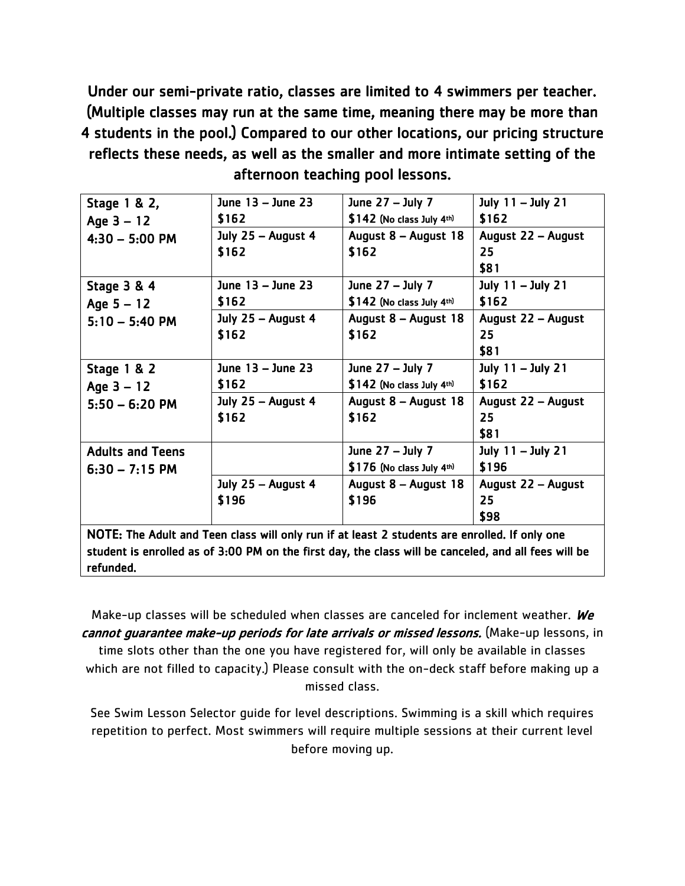**Under our semi-private ratio, classes are limited to 4 swimmers per teacher. (Multiple classes may run at the same time, meaning there may be more than 4 students in the pool.) Compared to our other locations, our pricing structure reflects these needs, as well as the smaller and more intimate setting of the afternoon teaching pool lessons.**

| | | | |
|---|---|---|---|
| Stage 1 & 2, Age 3 – 12 4:30 – 5:00 PM | June 13 – June 23 $162 | June 27 – July 7 $142 (No class July 4th) | July 11 – July 21 $162 |
| | July 25 – August 4 $162 | August 8 – August 18 $162 | August 22 – August 25 $81 |
| Stage 3 & 4 Age 5 – 12 5:10 – 5:40 PM | June 13 – June 23 $162 | June 27 – July 7 $142 (No class July 4th) | July 11 – July 21 $162 |
| | July 25 – August 4 $162 | August 8 – August 18 $162 | August 22 – August 25 $81 |
| Stage 1 & 2 Age 3 – 12 5:50 – 6:20 PM | June 13 – June 23 $162 | June 27 – July 7 $142 (No class July 4th) | July 11 – July 21 $162 |
| | July 25 – August 4 $162 | August 8 – August 18 $162 | August 22 – August 25 $81 |
| Adults and Teens 6:30 – 7:15 PM | | June 27 – July 7 $176 (No class July 4th) | July 11 – July 21 $196 |
| | July 25 – August 4 $196 | August 8 – August 18 $196 | August 22 – August 25 $98 |
| **NOTE:** The Adult and Teen class will only run if at least 2 students are enrolled. If only one student is enrolled as of 3:00 PM on the first day, the class will be canceled, and all fees will be refunded. | | | |

Make-up classes will be scheduled when classes are canceled for inclement weather. ***We cannot guarantee make-up periods for late arrivals or missed lessons.*** (Make-up lessons, in time slots other than the one you have registered for, will only be available in classes which are not filled to capacity.) Please consult with the on-deck staff before making up a missed class.

See Swim Lesson Selector guide for level descriptions. Swimming is a skill which requires repetition to perfect. Most swimmers will require multiple sessions at their current level before moving up.